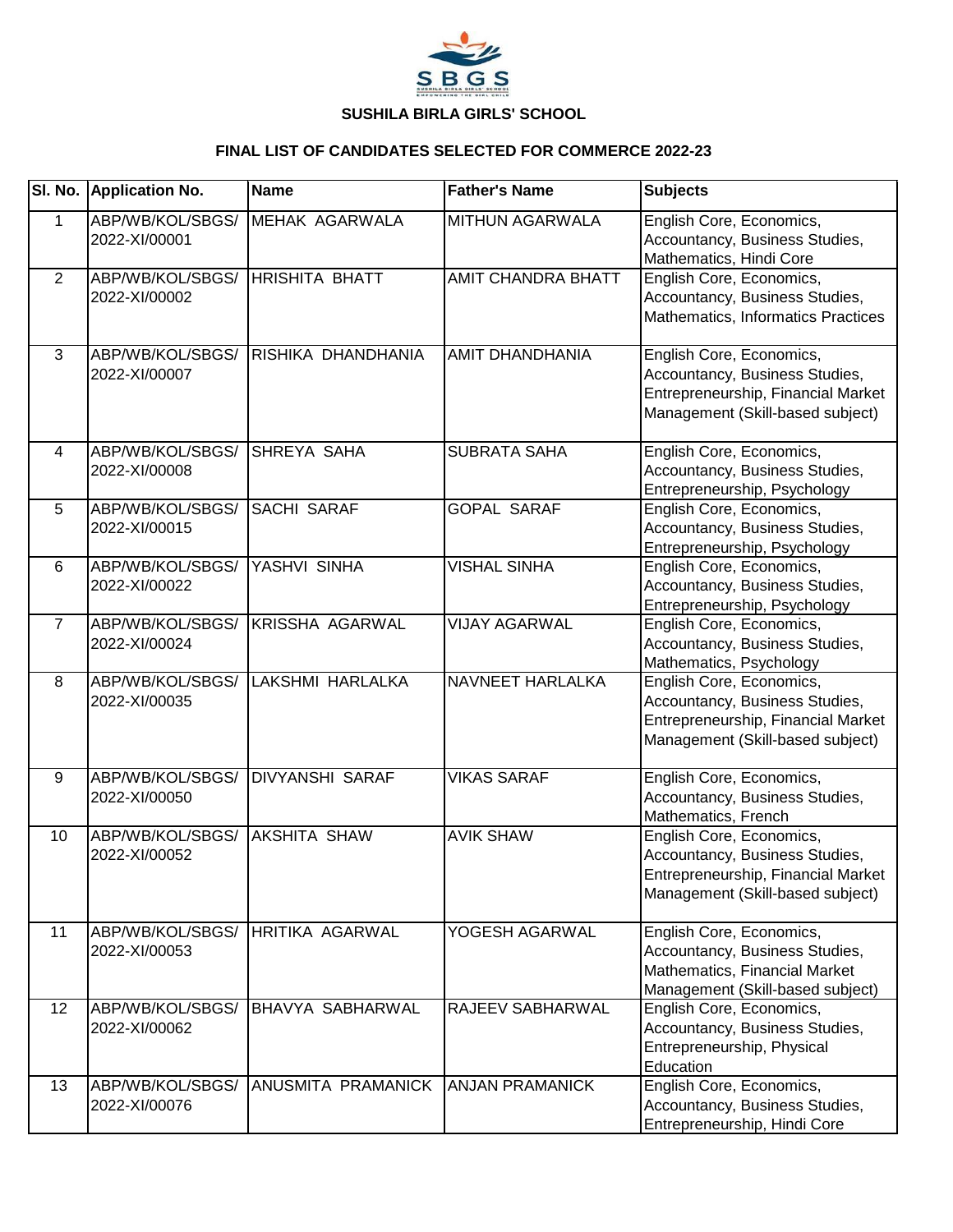# SUSHILA BIRLA GIRLS' SCHOOL

## FINAL LIST OF CANDIDATES SELECTED FOR COMMERCE 2022-23

| Sl. No. | Application No. | Name | Father's Name | Subjects |
|---|---|---|---|---|
| 1 | ABP/WB/KOL/SBGS/ 2022-XI/00001 | MEHAK AGARWALA | MITHUN AGARWALA | English Core, Economics, Accountancy, Business Studies, Mathematics, Hindi Core |
| 2 | ABP/WB/KOL/SBGS/ 2022-XI/00002 | HRISHITA BHATT | AMIT CHANDRA BHATT | English Core, Economics, Accountancy, Business Studies, Mathematics, Informatics Practices |
| 3 | ABP/WB/KOL/SBGS/ 2022-XI/00007 | RISHIKA DHANDHANIA | AMIT DHANDHANIA | English Core, Economics, Accountancy, Business Studies, Entrepreneurship, Financial Market Management (Skill-based subject) |
| 4 | ABP/WB/KOL/SBGS/ 2022-XI/00008 | SHREYA SAHA | SUBRATA SAHA | English Core, Economics, Accountancy, Business Studies, Entrepreneurship, Psychology |
| 5 | ABP/WB/KOL/SBGS/ 2022-XI/00015 | SACHI SARAF | GOPAL SARAF | English Core, Economics, Accountancy, Business Studies, Entrepreneurship, Psychology |
| 6 | ABP/WB/KOL/SBGS/ 2022-XI/00022 | YASHVI SINHA | VISHAL SINHA | English Core, Economics, Accountancy, Business Studies, Entrepreneurship, Psychology |
| 7 | ABP/WB/KOL/SBGS/ 2022-XI/00024 | KRISSHA AGARWAL | VIJAY AGARWAL | English Core, Economics, Accountancy, Business Studies, Mathematics, Psychology |
| 8 | ABP/WB/KOL/SBGS/ 2022-XI/00035 | LAKSHMI HARLALKA | NAVNEET HARLALKA | English Core, Economics, Accountancy, Business Studies, Entrepreneurship, Financial Market Management (Skill-based subject) |
| 9 | ABP/WB/KOL/SBGS/ 2022-XI/00050 | DIVYANSHI SARAF | VIKAS SARAF | English Core, Economics, Accountancy, Business Studies, Mathematics, French |
| 10 | ABP/WB/KOL/SBGS/ 2022-XI/00052 | AKSHITA SHAW | AVIK SHAW | English Core, Economics, Accountancy, Business Studies, Entrepreneurship, Financial Market Management (Skill-based subject) |
| 11 | ABP/WB/KOL/SBGS/ 2022-XI/00053 | HRITIKA AGARWAL | YOGESH AGARWAL | English Core, Economics, Accountancy, Business Studies, Mathematics, Financial Market Management (Skill-based subject) |
| 12 | ABP/WB/KOL/SBGS/ 2022-XI/00062 | BHAVYA SABHARWAL | RAJEEV SABHARWAL | English Core, Economics, Accountancy, Business Studies, Entrepreneurship, Physical Education |
| 13 | ABP/WB/KOL/SBGS/ 2022-XI/00076 | ANUSMITA PRAMANICK | ANJAN PRAMANICK | English Core, Economics, Accountancy, Business Studies, Entrepreneurship, Hindi Core |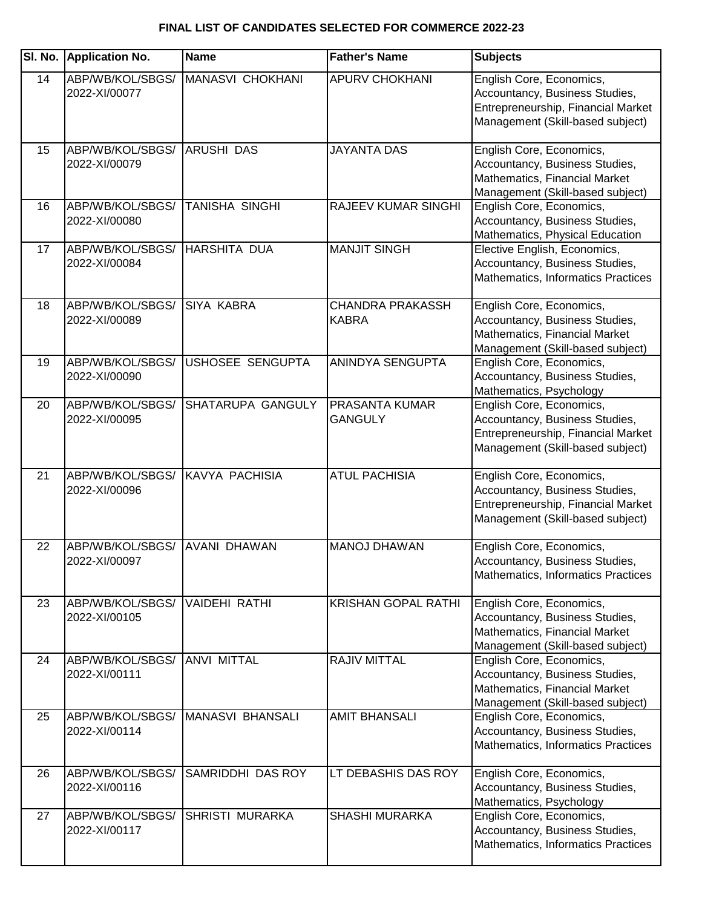**FINAL LIST OF CANDIDATES SELECTED FOR COMMERCE 2022-23**

| Sl. No. | Application No. | Name | Father's Name | Subjects |
|---|---|---|---|---|
| 14 | ABP/WB/KOL/SBGS/ 2022-XI/00077 | MANASVI CHOKHANI | APURV CHOKHANI | English Core, Economics, Accountancy, Business Studies, Entrepreneurship, Financial Market Management (Skill-based subject) |
| 15 | ABP/WB/KOL/SBGS/ 2022-XI/00079 | ARUSHI DAS | JAYANTA DAS | English Core, Economics, Accountancy, Business Studies, Mathematics, Financial Market Management (Skill-based subject) |
| 16 | ABP/WB/KOL/SBGS/ 2022-XI/00080 | TANISHA SINGHI | RAJEEV KUMAR SINGHI | English Core, Economics, Accountancy, Business Studies, Mathematics, Physical Education |
| 17 | ABP/WB/KOL/SBGS/ 2022-XI/00084 | HARSHITA DUA | MANJIT SINGH | Elective English, Economics, Accountancy, Business Studies, Mathematics, Informatics Practices |
| 18 | ABP/WB/KOL/SBGS/ 2022-XI/00089 | SIYA KABRA | CHANDRA PRAKASSH KABRA | English Core, Economics, Accountancy, Business Studies, Mathematics, Financial Market Management (Skill-based subject) |
| 19 | ABP/WB/KOL/SBGS/ 2022-XI/00090 | USHOSEE SENGUPTA | ANINDYA SENGUPTA | English Core, Economics, Accountancy, Business Studies, Mathematics, Psychology |
| 20 | ABP/WB/KOL/SBGS/ 2022-XI/00095 | SHATARUPA GANGULY | PRASANTA KUMAR GANGULY | English Core, Economics, Accountancy, Business Studies, Entrepreneurship, Financial Market Management (Skill-based subject) |
| 21 | ABP/WB/KOL/SBGS/ 2022-XI/00096 | KAVYA PACHISIA | ATUL PACHISIA | English Core, Economics, Accountancy, Business Studies, Entrepreneurship, Financial Market Management (Skill-based subject) |
| 22 | ABP/WB/KOL/SBGS/ 2022-XI/00097 | AVANI DHAWAN | MANOJ DHAWAN | English Core, Economics, Accountancy, Business Studies, Mathematics, Informatics Practices |
| 23 | ABP/WB/KOL/SBGS/ 2022-XI/00105 | VAIDEHI RATHI | KRISHAN GOPAL RATHI | English Core, Economics, Accountancy, Business Studies, Mathematics, Financial Market Management (Skill-based subject) |
| 24 | ABP/WB/KOL/SBGS/ 2022-XI/00111 | ANVI MITTAL | RAJIV MITTAL | English Core, Economics, Accountancy, Business Studies, Mathematics, Financial Market Management (Skill-based subject) |
| 25 | ABP/WB/KOL/SBGS/ 2022-XI/00114 | MANASVI BHANSALI | AMIT BHANSALI | English Core, Economics, Accountancy, Business Studies, Mathematics, Informatics Practices |
| 26 | ABP/WB/KOL/SBGS/ 2022-XI/00116 | SAMRIDDHI DAS ROY | LT DEBASHIS DAS ROY | English Core, Economics, Accountancy, Business Studies, Mathematics, Psychology |
| 27 | ABP/WB/KOL/SBGS/ 2022-XI/00117 | SHRISTI MURARKA | SHASHI MURARKA | English Core, Economics, Accountancy, Business Studies, Mathematics, Informatics Practices |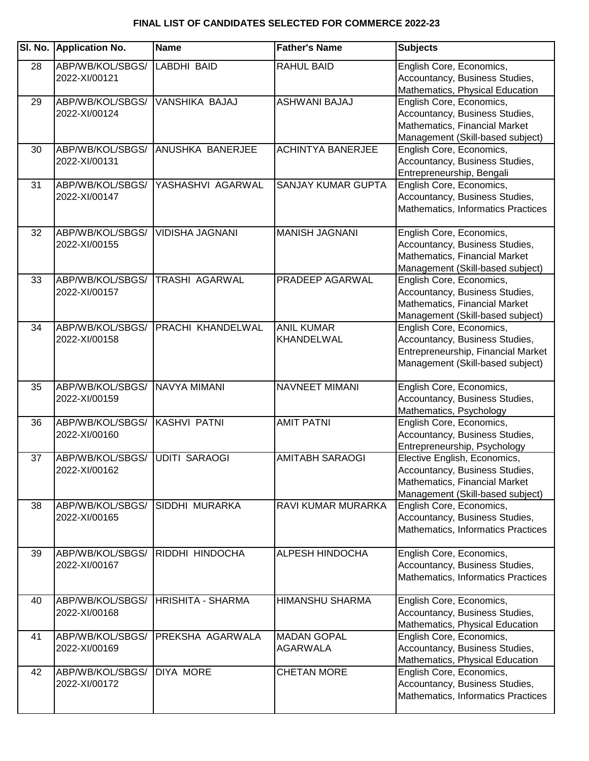**FINAL LIST OF CANDIDATES SELECTED FOR COMMERCE 2022-23**

| Sl. No. | Application No. | Name | Father's Name | Subjects |
|---|---|---|---|---|
| 28 | ABP/WB/KOL/SBGS/2022-XI/00121 | LABDHI BAID | RAHUL BAID | English Core, Economics, Accountancy, Business Studies, Mathematics, Physical Education |
| 29 | ABP/WB/KOL/SBGS/2022-XI/00124 | VANSHIKA BAJAJ | ASHWANI BAJAJ | English Core, Economics, Accountancy, Business Studies, Mathematics, Financial Market Management (Skill-based subject) |
| 30 | ABP/WB/KOL/SBGS/2022-XI/00131 | ANUSHKA BANERJEE | ACHINTYA BANERJEE | English Core, Economics, Accountancy, Business Studies, Entrepreneurship, Bengali |
| 31 | ABP/WB/KOL/SBGS/2022-XI/00147 | YASHASHVI AGARWAL | SANJAY KUMAR GUPTA | English Core, Economics, Accountancy, Business Studies, Mathematics, Informatics Practices |
| 32 | ABP/WB/KOL/SBGS/2022-XI/00155 | VIDISHA JAGNANI | MANISH JAGNANI | English Core, Economics, Accountancy, Business Studies, Mathematics, Financial Market Management (Skill-based subject) |
| 33 | ABP/WB/KOL/SBGS/2022-XI/00157 | TRASHI AGARWAL | PRADEEP AGARWAL | English Core, Economics, Accountancy, Business Studies, Mathematics, Financial Market Management (Skill-based subject) |
| 34 | ABP/WB/KOL/SBGS/2022-XI/00158 | PRACHI KHANDELWAL | ANIL KUMAR KHANDELWAL | English Core, Economics, Accountancy, Business Studies, Entrepreneurship, Financial Market Management (Skill-based subject) |
| 35 | ABP/WB/KOL/SBGS/2022-XI/00159 | NAVYA MIMANI | NAVNEET MIMANI | English Core, Economics, Accountancy, Business Studies, Mathematics, Psychology |
| 36 | ABP/WB/KOL/SBGS/2022-XI/00160 | KASHVI PATNI | AMIT PATNI | English Core, Economics, Accountancy, Business Studies, Entrepreneurship, Psychology |
| 37 | ABP/WB/KOL/SBGS/2022-XI/00162 | UDITI SARAOGI | AMITABH SARAOGI | Elective English, Economics, Accountancy, Business Studies, Mathematics, Financial Market Management (Skill-based subject) |
| 38 | ABP/WB/KOL/SBGS/2022-XI/00165 | SIDDHI MURARKA | RAVI KUMAR MURARKA | English Core, Economics, Accountancy, Business Studies, Mathematics, Informatics Practices |
| 39 | ABP/WB/KOL/SBGS/2022-XI/00167 | RIDDHI HINDOCHA | ALPESH HINDOCHA | English Core, Economics, Accountancy, Business Studies, Mathematics, Informatics Practices |
| 40 | ABP/WB/KOL/SBGS/2022-XI/00168 | HRISHITA - SHARMA | HIMANSHU SHARMA | English Core, Economics, Accountancy, Business Studies, Mathematics, Physical Education |
| 41 | ABP/WB/KOL/SBGS/2022-XI/00169 | PREKSHA AGARWALA | MADAN GOPAL AGARWALA | English Core, Economics, Accountancy, Business Studies, Mathematics, Physical Education |
| 42 | ABP/WB/KOL/SBGS/2022-XI/00172 | DIYA MORE | CHETAN MORE | English Core, Economics, Accountancy, Business Studies, Mathematics, Informatics Practices |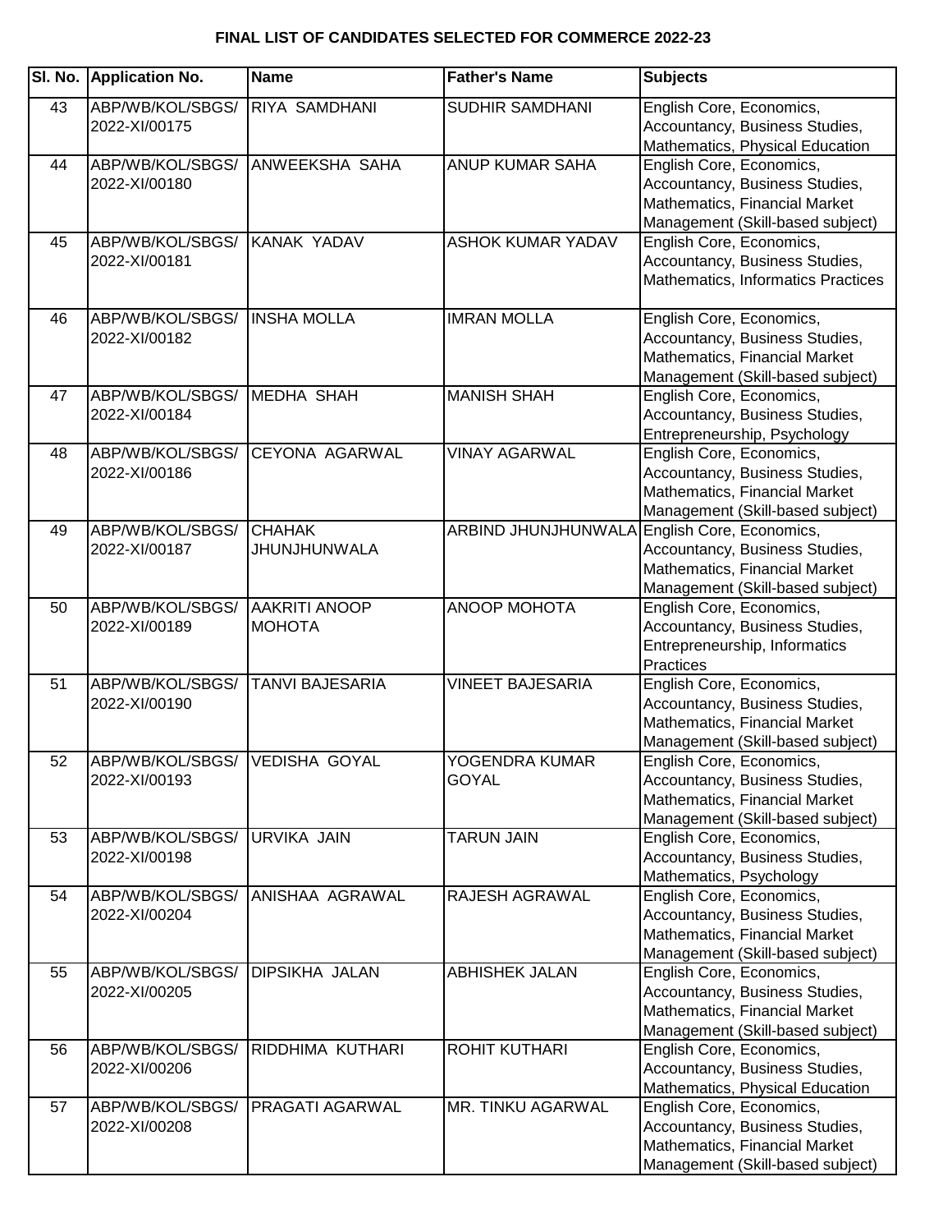## FINAL LIST OF CANDIDATES SELECTED FOR COMMERCE 2022-23

| Sl. No. | Application No. | Name | Father's Name | Subjects |
|---|---|---|---|---|
| 43 | ABP/WB/KOL/SBGS/2022-XI/00175 | RIYA SAMDHANI | SUDHIR SAMDHANI | English Core, Economics, Accountancy, Business Studies, Mathematics, Physical Education |
| 44 | ABP/WB/KOL/SBGS/2022-XI/00180 | ANWEEKSHA SAHA | ANUP KUMAR SAHA | English Core, Economics, Accountancy, Business Studies, Mathematics, Financial Market Management (Skill-based subject) |
| 45 | ABP/WB/KOL/SBGS/2022-XI/00181 | KANAK YADAV | ASHOK KUMAR YADAV | English Core, Economics, Accountancy, Business Studies, Mathematics, Informatics Practices |
| 46 | ABP/WB/KOL/SBGS/2022-XI/00182 | INSHA MOLLA | IMRAN MOLLA | English Core, Economics, Accountancy, Business Studies, Mathematics, Financial Market Management (Skill-based subject) |
| 47 | ABP/WB/KOL/SBGS/2022-XI/00184 | MEDHA SHAH | MANISH SHAH | English Core, Economics, Accountancy, Business Studies, Entrepreneurship, Psychology |
| 48 | ABP/WB/KOL/SBGS/2022-XI/00186 | CEYONA AGARWAL | VINAY AGARWAL | English Core, Economics, Accountancy, Business Studies, Mathematics, Financial Market Management (Skill-based subject) |
| 49 | ABP/WB/KOL/SBGS/2022-XI/00187 | CHAHAK JHUNJHUNWALA | ARBIND JHUNJHUNWALA | English Core, Economics, Accountancy, Business Studies, Mathematics, Financial Market Management (Skill-based subject) |
| 50 | ABP/WB/KOL/SBGS/2022-XI/00189 | AAKRITI ANOOP MOHOTA | ANOOP MOHOTA | English Core, Economics, Accountancy, Business Studies, Entrepreneurship, Informatics Practices |
| 51 | ABP/WB/KOL/SBGS/2022-XI/00190 | TANVI BAJESARIA | VINEET BAJESARIA | English Core, Economics, Accountancy, Business Studies, Mathematics, Financial Market Management (Skill-based subject) |
| 52 | ABP/WB/KOL/SBGS/2022-XI/00193 | VEDISHA GOYAL | YOGENDRA KUMAR GOYAL | English Core, Economics, Accountancy, Business Studies, Mathematics, Financial Market Management (Skill-based subject) |
| 53 | ABP/WB/KOL/SBGS/2022-XI/00198 | URVIKA JAIN | TARUN JAIN | English Core, Economics, Accountancy, Business Studies, Mathematics, Psychology |
| 54 | ABP/WB/KOL/SBGS/2022-XI/00204 | ANISHAA AGRAWAL | RAJESH AGRAWAL | English Core, Economics, Accountancy, Business Studies, Mathematics, Financial Market Management (Skill-based subject) |
| 55 | ABP/WB/KOL/SBGS/2022-XI/00205 | DIPSIKHA JALAN | ABHISHEK JALAN | English Core, Economics, Accountancy, Business Studies, Mathematics, Financial Market Management (Skill-based subject) |
| 56 | ABP/WB/KOL/SBGS/2022-XI/00206 | RIDDHIMA KUTHARI | ROHIT KUTHARI | English Core, Economics, Accountancy, Business Studies, Mathematics, Physical Education |
| 57 | ABP/WB/KOL/SBGS/2022-XI/00208 | PRAGATI AGARWAL | MR. TINKU AGARWAL | English Core, Economics, Accountancy, Business Studies, Mathematics, Financial Market Management (Skill-based subject) |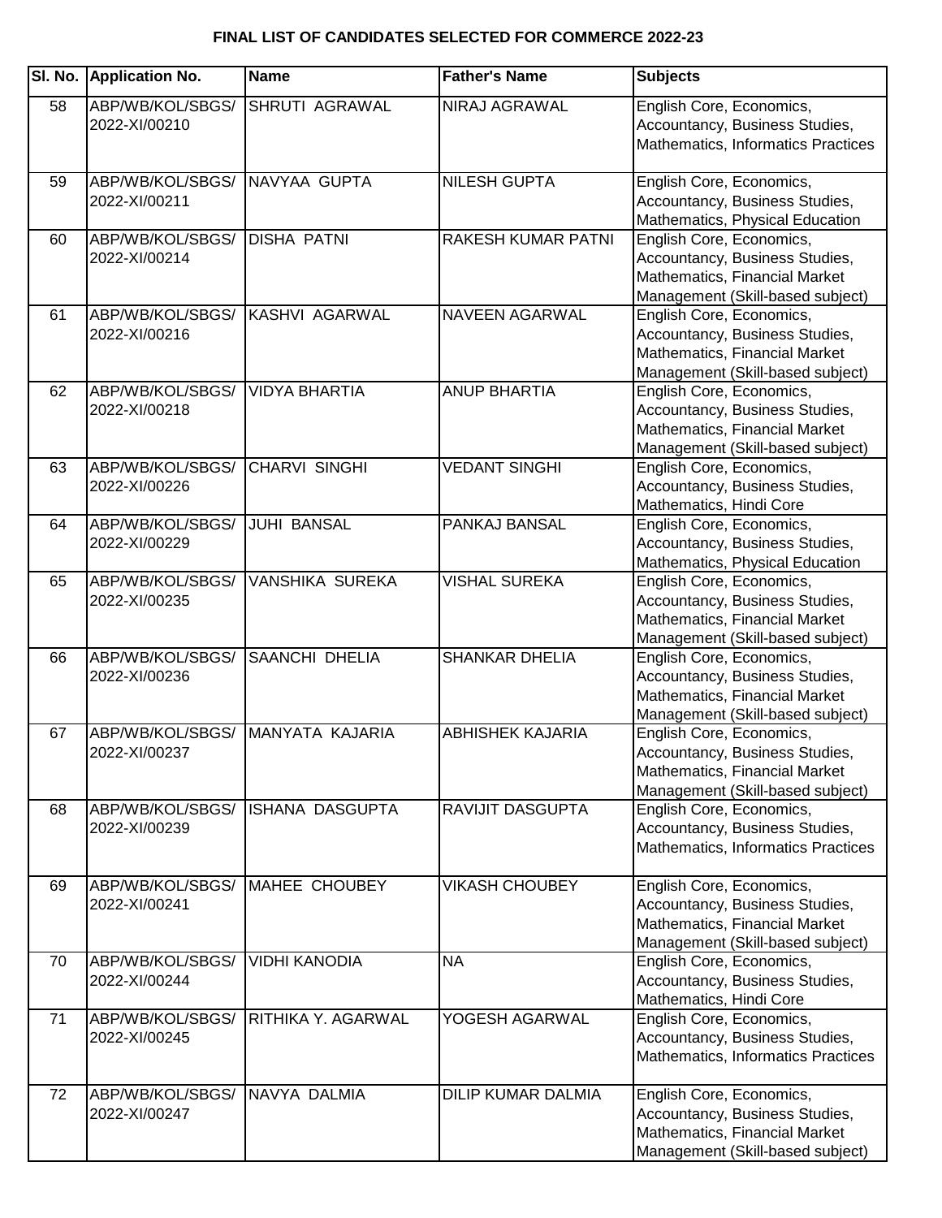## FINAL LIST OF CANDIDATES SELECTED FOR COMMERCE 2022-23

| Sl. No. | Application No. | Name | Father's Name | Subjects |
|---|---|---|---|---|
| 58 | ABP/WB/KOL/SBGS/ 2022-XI/00210 | SHRUTI AGRAWAL | NIRAJ AGRAWAL | English Core, Economics, Accountancy, Business Studies, Mathematics, Informatics Practices |
| 59 | ABP/WB/KOL/SBGS/ 2022-XI/00211 | NAVYAA GUPTA | NILESH GUPTA | English Core, Economics, Accountancy, Business Studies, Mathematics, Physical Education |
| 60 | ABP/WB/KOL/SBGS/ 2022-XI/00214 | DISHA PATNI | RAKESH KUMAR PATNI | English Core, Economics, Accountancy, Business Studies, Mathematics, Financial Market Management (Skill-based subject) |
| 61 | ABP/WB/KOL/SBGS/ 2022-XI/00216 | KASHVI AGARWAL | NAVEEN AGARWAL | English Core, Economics, Accountancy, Business Studies, Mathematics, Financial Market Management (Skill-based subject) |
| 62 | ABP/WB/KOL/SBGS/ 2022-XI/00218 | VIDYA BHARTIA | ANUP BHARTIA | English Core, Economics, Accountancy, Business Studies, Mathematics, Financial Market Management (Skill-based subject) |
| 63 | ABP/WB/KOL/SBGS/ 2022-XI/00226 | CHARVI SINGHI | VEDANT SINGHI | English Core, Economics, Accountancy, Business Studies, Mathematics, Hindi Core |
| 64 | ABP/WB/KOL/SBGS/ 2022-XI/00229 | JUHI BANSAL | PANKAJ BANSAL | English Core, Economics, Accountancy, Business Studies, Mathematics, Physical Education |
| 65 | ABP/WB/KOL/SBGS/ 2022-XI/00235 | VANSHIKA SUREKA | VISHAL SUREKA | English Core, Economics, Accountancy, Business Studies, Mathematics, Financial Market Management (Skill-based subject) |
| 66 | ABP/WB/KOL/SBGS/ 2022-XI/00236 | SAANCHI DHELIA | SHANKAR DHELIA | English Core, Economics, Accountancy, Business Studies, Mathematics, Financial Market Management (Skill-based subject) |
| 67 | ABP/WB/KOL/SBGS/ 2022-XI/00237 | MANYATA KAJARIA | ABHISHEK KAJARIA | English Core, Economics, Accountancy, Business Studies, Mathematics, Financial Market Management (Skill-based subject) |
| 68 | ABP/WB/KOL/SBGS/ 2022-XI/00239 | ISHANA DASGUPTA | RAVIJIT DASGUPTA | English Core, Economics, Accountancy, Business Studies, Mathematics, Informatics Practices |
| 69 | ABP/WB/KOL/SBGS/ 2022-XI/00241 | MAHEE CHOUBEY | VIKASH CHOUBEY | English Core, Economics, Accountancy, Business Studies, Mathematics, Financial Market Management (Skill-based subject) |
| 70 | ABP/WB/KOL/SBGS/ 2022-XI/00244 | VIDHI KANODIA | NA | English Core, Economics, Accountancy, Business Studies, Mathematics, Hindi Core |
| 71 | ABP/WB/KOL/SBGS/ 2022-XI/00245 | RITHIKA Y. AGARWAL | YOGESH AGARWAL | English Core, Economics, Accountancy, Business Studies, Mathematics, Informatics Practices |
| 72 | ABP/WB/KOL/SBGS/ 2022-XI/00247 | NAVYA DALMIA | DILIP KUMAR DALMIA | English Core, Economics, Accountancy, Business Studies, Mathematics, Financial Market Management (Skill-based subject) |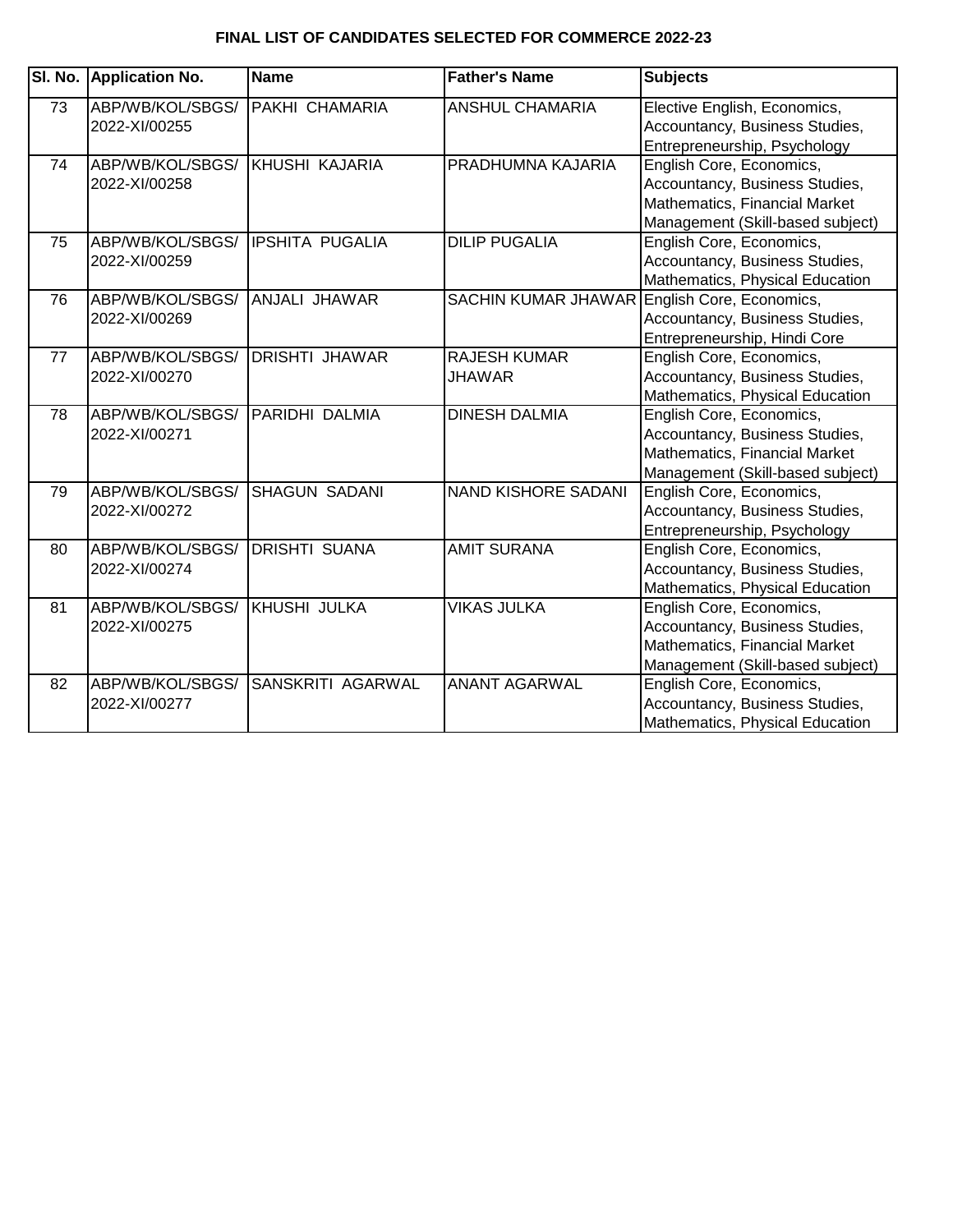**FINAL LIST OF CANDIDATES SELECTED FOR COMMERCE 2022-23**

| Sl. No. | Application No. | Name | Father's Name | Subjects |
|---|---|---|---|---|
| 73 | ABP/WB/KOL/SBGS/ 2022-XI/00255 | PAKHI CHAMARIA | ANSHUL CHAMARIA | Elective English, Economics, Accountancy, Business Studies, Entrepreneurship, Psychology |
| 74 | ABP/WB/KOL/SBGS/ 2022-XI/00258 | KHUSHI KAJARIA | PRADHUMNA KAJARIA | English Core, Economics, Accountancy, Business Studies, Mathematics, Financial Market Management (Skill-based subject) |
| 75 | ABP/WB/KOL/SBGS/ 2022-XI/00259 | IPSHITA PUGALIA | DILIP PUGALIA | English Core, Economics, Accountancy, Business Studies, Mathematics, Physical Education |
| 76 | ABP/WB/KOL/SBGS/ 2022-XI/00269 | ANJALI JHAWAR | SACHIN KUMAR JHAWAR | English Core, Economics, Accountancy, Business Studies, Entrepreneurship, Hindi Core |
| 77 | ABP/WB/KOL/SBGS/ 2022-XI/00270 | DRISHTI JHAWAR | RAJESH KUMAR JHAWAR | English Core, Economics, Accountancy, Business Studies, Mathematics, Physical Education |
| 78 | ABP/WB/KOL/SBGS/ 2022-XI/00271 | PARIDHI DALMIA | DINESH DALMIA | English Core, Economics, Accountancy, Business Studies, Mathematics, Financial Market Management (Skill-based subject) |
| 79 | ABP/WB/KOL/SBGS/ 2022-XI/00272 | SHAGUN SADANI | NAND KISHORE SADANI | English Core, Economics, Accountancy, Business Studies, Entrepreneurship, Psychology |
| 80 | ABP/WB/KOL/SBGS/ 2022-XI/00274 | DRISHTI SUANA | AMIT SURANA | English Core, Economics, Accountancy, Business Studies, Mathematics, Physical Education |
| 81 | ABP/WB/KOL/SBGS/ 2022-XI/00275 | KHUSHI JULKA | VIKAS JULKA | English Core, Economics, Accountancy, Business Studies, Mathematics, Financial Market Management (Skill-based subject) |
| 82 | ABP/WB/KOL/SBGS/ 2022-XI/00277 | SANSKRITI AGARWAL | ANANT AGARWAL | English Core, Economics, Accountancy, Business Studies, Mathematics, Physical Education |